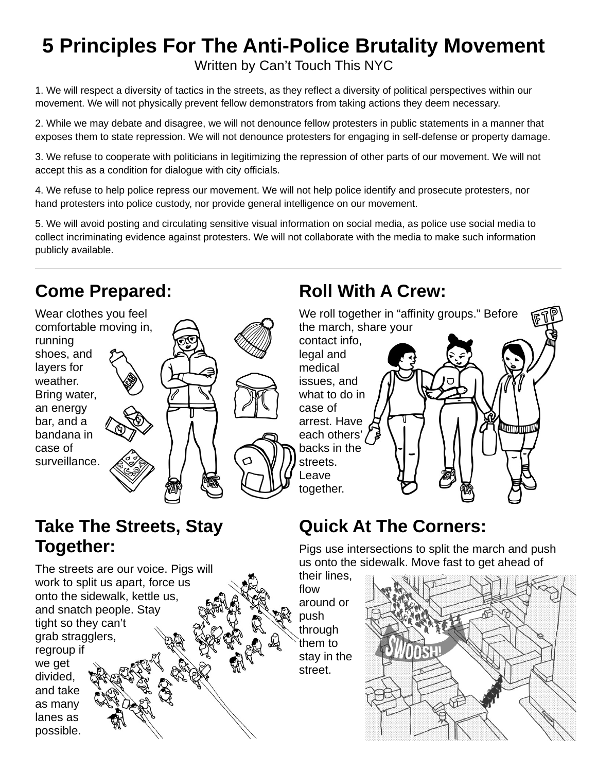# 5 Principles For The Anti-Police Brutality Movement

Written by Can't Touch This NYC

1. We will respect a diversity of tactics in the streets, as they reflect a diversity of political perspectives within our movement. We will not physically prevent fellow demonstrators from taking actions they deem necessary.

2. While we may debate and disagree, we will not denounce fellow protesters in public statements in a manner that exposes them to state repression. We will not denounce protesters for engaging in self-defense or property damage.

3. We refuse to cooperate with politicians in legitimizing the repression of other parts of our movement. We will not accept this as a condition for dialogue with city officials.

4. We refuse to help police repress our movement. We will not help police identify and prosecute protesters, nor hand protesters into police custody, nor provide general intelligence on our movement.

5. We will avoid posting and circulating sensitive visual information on social media, as police use social media to collect incriminating evidence against protesters. We will not collaborate with the media to make such information publicly available.

---

## Come Prepared:

Wear clothes you feel comfortable moving in, running shoes, and layers for weather. Bring water, an energy bar, and a bandana in case of surveillance.

## Roll With A Crew:

We roll together in "affinity groups." Before the march, share your contact info, legal and medical issues, and what to do in case of arrest. Have each others' backs in the streets. Leave together.

## Take The Streets, Stay Together:

The streets are our voice. Pigs will work to split us apart, force us onto the sidewalk, kettle us, and snatch people. Stay tight so they can't grab stragglers, regroup if we get divided, and take as many lanes as possible.

## Quick At The Corners:

Pigs use intersections to split the march and push us onto the sidewalk. Move fast to get ahead of their lines, flow around or push through them to stay in the street.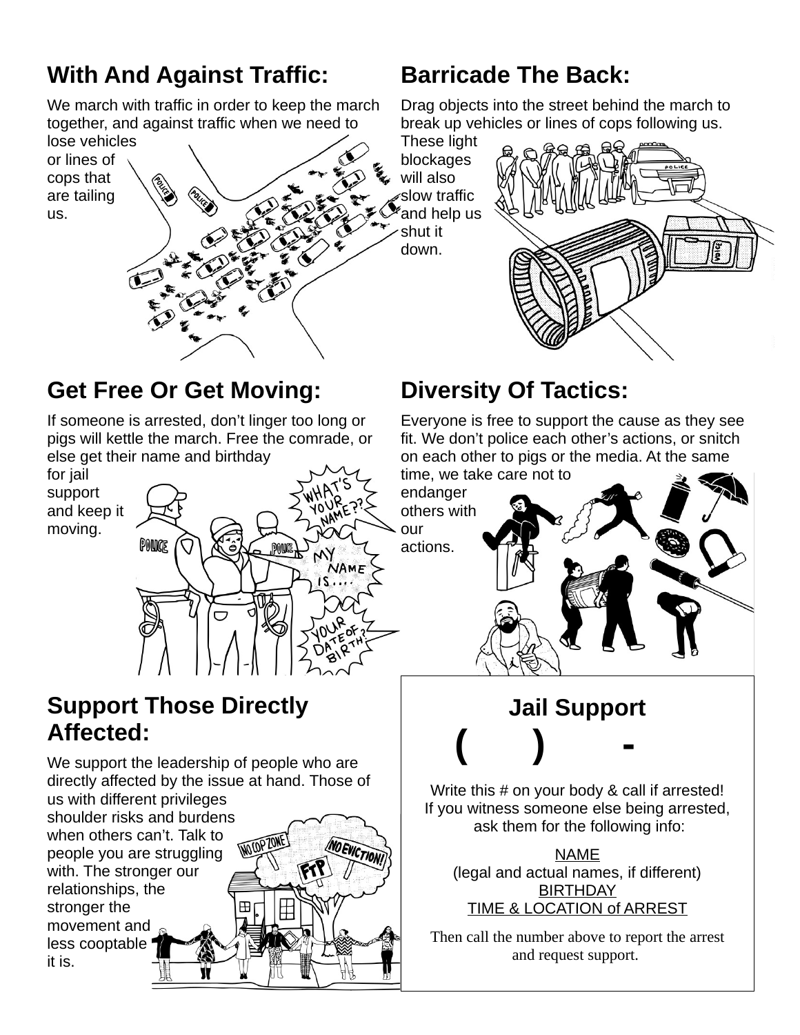## With And Against Traffic:

We march with traffic in order to keep the march together, and against traffic when we need to lose vehicles or lines of cops that are tailing us.

## Barricade The Back:

Drag objects into the street behind the march to break up vehicles or lines of cops following us. These light blockages will also slow traffic and help us shut it down.

## Get Free Or Get Moving:

If someone is arrested, don't linger too long or pigs will kettle the march. Free the comrade, or else get their name and birthday for jail support and keep it moving.

## Diversity Of Tactics:

Everyone is free to support the cause as they see fit. We don't police each other's actions, or snitch on each other to pigs or the media. At the same time, we take care not to endanger others with our actions.

## Support Those Directly Affected:

We support the leadership of people who are directly affected by the issue at hand. Those of us with different privileges shoulder risks and burdens when others can't. Talk to people you are struggling with. The stronger our relationships, the stronger the movement and less cooptable it is.

## Jail Support

**(      )      -**

Write this # on your body & call if arrested!
If you witness someone else being arrested, ask them for the following info:

NAME
(legal and actual names, if different)
BIRTHDAY
TIME & LOCATION of ARREST

Then call the number above to report the arrest and request support.